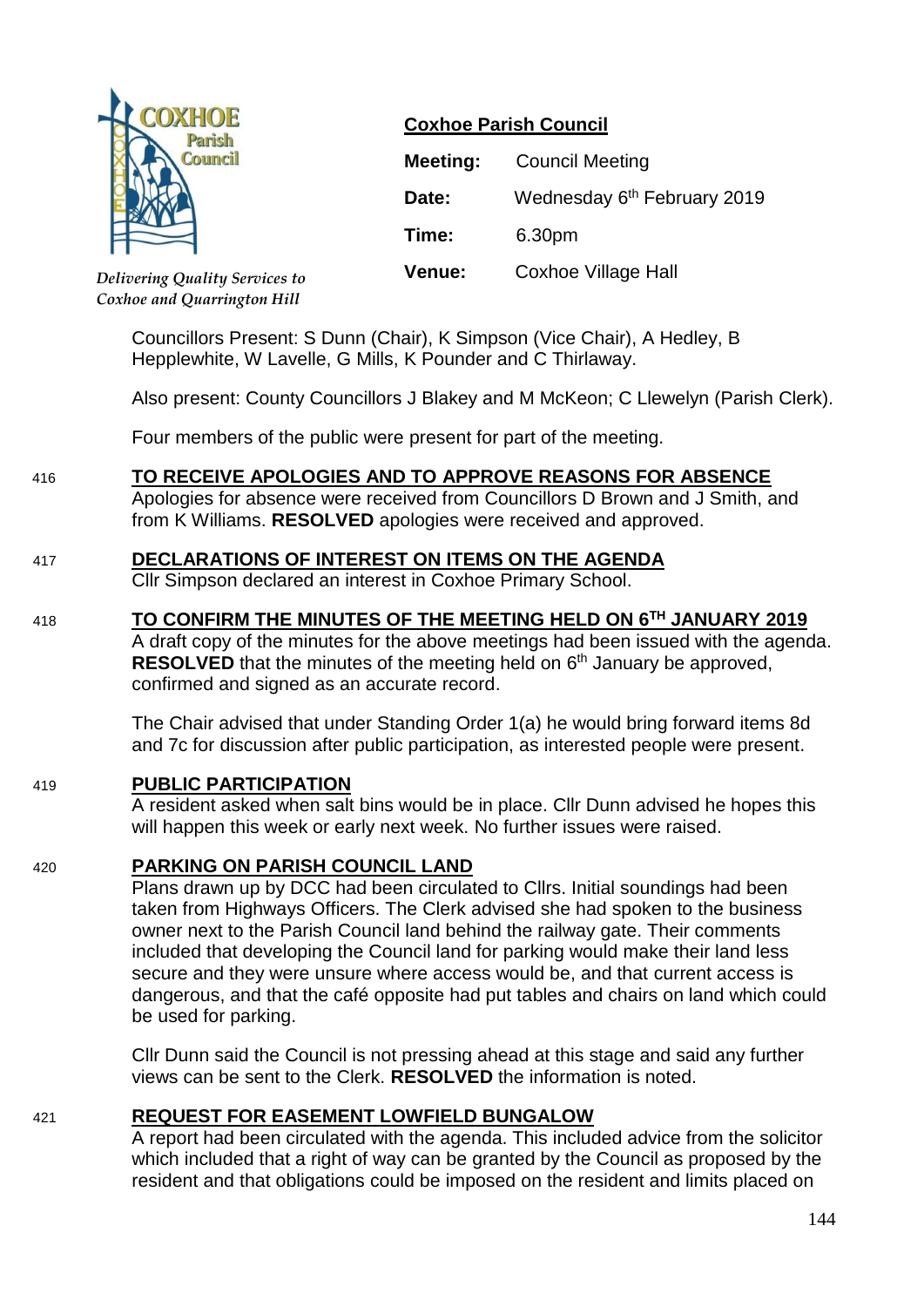COXHOE Parish Council

*Delivering Quality Services to Coxhoe and Quarrington Hill*

**Coxhoe Parish Council**

| | |
|---|---|
| **Meeting:** | Council Meeting |
| **Date:** | Wednesday 6th February 2019 |
| **Time:** | 6.30pm |
| **Venue:** | Coxhoe Village Hall |

Councillors Present: S Dunn (Chair), K Simpson (Vice Chair), A Hedley, B Hepplewhite, W Lavelle, G Mills, K Pounder and C Thirlaway.

Also present: County Councillors J Blakey and M McKeon; C Llewelyn (Parish Clerk).

Four members of the public were present for part of the meeting.

416 **TO RECEIVE APOLOGIES AND TO APPROVE REASONS FOR ABSENCE**

Apologies for absence were received from Councillors D Brown and J Smith, and from K Williams. **RESOLVED** apologies were received and approved.

417 **DECLARATIONS OF INTEREST ON ITEMS ON THE AGENDA**

Cllr Simpson declared an interest in Coxhoe Primary School.

418 **TO CONFIRM THE MINUTES OF THE MEETING HELD ON 6TH JANUARY 2019**

A draft copy of the minutes for the above meetings had been issued with the agenda. **RESOLVED** that the minutes of the meeting held on 6th January be approved, confirmed and signed as an accurate record.

The Chair advised that under Standing Order 1(a) he would bring forward items 8d and 7c for discussion after public participation, as interested people were present.

419 **PUBLIC PARTICIPATION**

A resident asked when salt bins would be in place. Cllr Dunn advised he hopes this will happen this week or early next week. No further issues were raised.

420 **PARKING ON PARISH COUNCIL LAND**

Plans drawn up by DCC had been circulated to Cllrs. Initial soundings had been taken from Highways Officers. The Clerk advised she had spoken to the business owner next to the Parish Council land behind the railway gate. Their comments included that developing the Council land for parking would make their land less secure and they were unsure where access would be, and that current access is dangerous, and that the café opposite had put tables and chairs on land which could be used for parking.

Cllr Dunn said the Council is not pressing ahead at this stage and said any further views can be sent to the Clerk. **RESOLVED** the information is noted.

421 **REQUEST FOR EASEMENT LOWFIELD BUNGALOW**

A report had been circulated with the agenda. This included advice from the solicitor which included that a right of way can be granted by the Council as proposed by the resident and that obligations could be imposed on the resident and limits placed on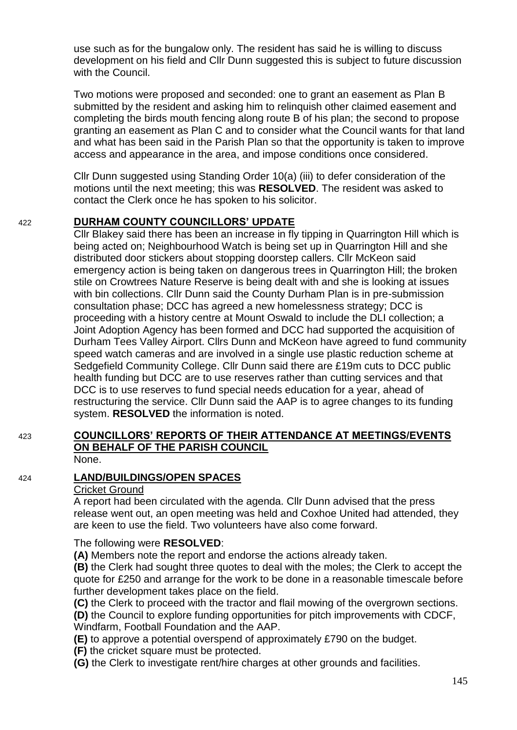use such as for the bungalow only. The resident has said he is willing to discuss development on his field and Cllr Dunn suggested this is subject to future discussion with the Council.

Two motions were proposed and seconded: one to grant an easement as Plan B submitted by the resident and asking him to relinquish other claimed easement and completing the birds mouth fencing along route B of his plan; the second to propose granting an easement as Plan C and to consider what the Council wants for that land and what has been said in the Parish Plan so that the opportunity is taken to improve access and appearance in the area, and impose conditions once considered.

Cllr Dunn suggested using Standing Order 10(a) (iii) to defer consideration of the motions until the next meeting; this was **RESOLVED**. The resident was asked to contact the Clerk once he has spoken to his solicitor.

## 422 DURHAM COUNTY COUNCILLORS' UPDATE

Cllr Blakey said there has been an increase in fly tipping in Quarrington Hill which is being acted on; Neighbourhood Watch is being set up in Quarrington Hill and she distributed door stickers about stopping doorstep callers. Cllr McKeon said emergency action is being taken on dangerous trees in Quarrington Hill; the broken stile on Crowtrees Nature Reserve is being dealt with and she is looking at issues with bin collections. Cllr Dunn said the County Durham Plan is in pre-submission consultation phase; DCC has agreed a new homelessness strategy; DCC is proceeding with a history centre at Mount Oswald to include the DLI collection; a Joint Adoption Agency has been formed and DCC had supported the acquisition of Durham Tees Valley Airport. Cllrs Dunn and McKeon have agreed to fund community speed watch cameras and are involved in a single use plastic reduction scheme at Sedgefield Community College. Cllr Dunn said there are £19m cuts to DCC public health funding but DCC are to use reserves rather than cutting services and that DCC is to use reserves to fund special needs education for a year, ahead of restructuring the service. Cllr Dunn said the AAP is to agree changes to its funding system. **RESOLVED** the information is noted.

## 423 COUNCILLORS' REPORTS OF THEIR ATTENDANCE AT MEETINGS/EVENTS ON BEHALF OF THE PARISH COUNCIL

None.

## 424 LAND/BUILDINGS/OPEN SPACES

Cricket Ground

A report had been circulated with the agenda. Cllr Dunn advised that the press release went out, an open meeting was held and Coxhoe United had attended, they are keen to use the field. Two volunteers have also come forward.

The following were **RESOLVED**:

**(A)** Members note the report and endorse the actions already taken.

**(B)** the Clerk had sought three quotes to deal with the moles; the Clerk to accept the quote for £250 and arrange for the work to be done in a reasonable timescale before further development takes place on the field.

**(C)** the Clerk to proceed with the tractor and flail mowing of the overgrown sections.

**(D)** the Council to explore funding opportunities for pitch improvements with CDCF, Windfarm, Football Foundation and the AAP.

**(E)** to approve a potential overspend of approximately £790 on the budget.

**(F)** the cricket square must be protected.

**(G)** the Clerk to investigate rent/hire charges at other grounds and facilities.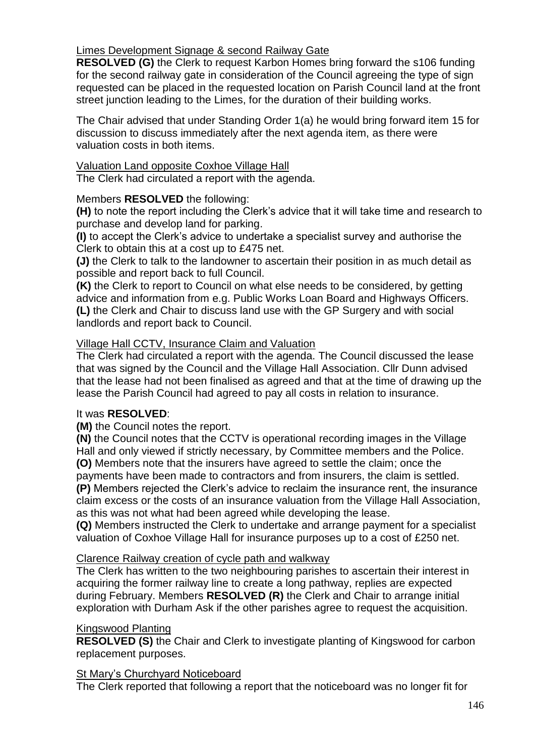Limes Development Signage & second Railway Gate

**RESOLVED (G)** the Clerk to request Karbon Homes bring forward the s106 funding for the second railway gate in consideration of the Council agreeing the type of sign requested can be placed in the requested location on Parish Council land at the front street junction leading to the Limes, for the duration of their building works.

The Chair advised that under Standing Order 1(a) he would bring forward item 15 for discussion to discuss immediately after the next agenda item, as there were valuation costs in both items.

Valuation Land opposite Coxhoe Village Hall

The Clerk had circulated a report with the agenda.

Members **RESOLVED** the following:

**(H)** to note the report including the Clerk's advice that it will take time and research to purchase and develop land for parking.

**(I)** to accept the Clerk's advice to undertake a specialist survey and authorise the Clerk to obtain this at a cost up to £475 net.

**(J)** the Clerk to talk to the landowner to ascertain their position in as much detail as possible and report back to full Council.

**(K)** the Clerk to report to Council on what else needs to be considered, by getting advice and information from e.g. Public Works Loan Board and Highways Officers.

**(L)** the Clerk and Chair to discuss land use with the GP Surgery and with social landlords and report back to Council.

Village Hall CCTV, Insurance Claim and Valuation

The Clerk had circulated a report with the agenda. The Council discussed the lease that was signed by the Council and the Village Hall Association. Cllr Dunn advised that the lease had not been finalised as agreed and that at the time of drawing up the lease the Parish Council had agreed to pay all costs in relation to insurance.

It was **RESOLVED**:

**(M)** the Council notes the report.

**(N)** the Council notes that the CCTV is operational recording images in the Village Hall and only viewed if strictly necessary, by Committee members and the Police.

**(O)** Members note that the insurers have agreed to settle the claim; once the payments have been made to contractors and from insurers, the claim is settled.

**(P)** Members rejected the Clerk's advice to reclaim the insurance rent, the insurance claim excess or the costs of an insurance valuation from the Village Hall Association, as this was not what had been agreed while developing the lease.

**(Q)** Members instructed the Clerk to undertake and arrange payment for a specialist valuation of Coxhoe Village Hall for insurance purposes up to a cost of £250 net.

Clarence Railway creation of cycle path and walkway

The Clerk has written to the two neighbouring parishes to ascertain their interest in acquiring the former railway line to create a long pathway, replies are expected during February. Members **RESOLVED (R)** the Clerk and Chair to arrange initial exploration with Durham Ask if the other parishes agree to request the acquisition.

Kingswood Planting

**RESOLVED (S)** the Chair and Clerk to investigate planting of Kingswood for carbon replacement purposes.

St Mary's Churchyard Noticeboard

The Clerk reported that following a report that the noticeboard was no longer fit for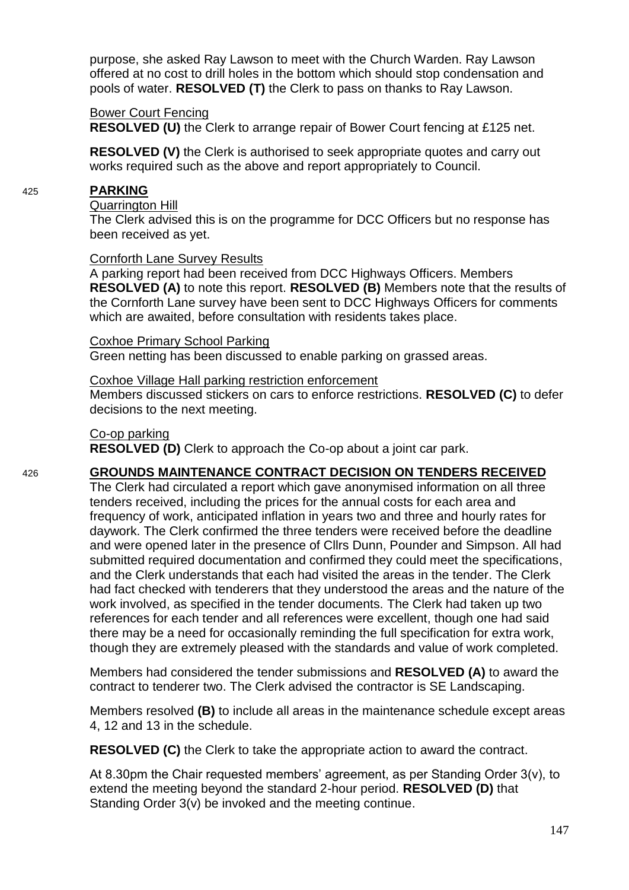purpose, she asked Ray Lawson to meet with the Church Warden. Ray Lawson offered at no cost to drill holes in the bottom which should stop condensation and pools of water. **RESOLVED (T)** the Clerk to pass on thanks to Ray Lawson.

Bower Court Fencing

**RESOLVED (U)** the Clerk to arrange repair of Bower Court fencing at £125 net.

**RESOLVED (V)** the Clerk is authorised to seek appropriate quotes and carry out works required such as the above and report appropriately to Council.

## 425 PARKING

Quarrington Hill

The Clerk advised this is on the programme for DCC Officers but no response has been received as yet.

Cornforth Lane Survey Results

A parking report had been received from DCC Highways Officers. Members **RESOLVED (A)** to note this report. **RESOLVED (B)** Members note that the results of the Cornforth Lane survey have been sent to DCC Highways Officers for comments which are awaited, before consultation with residents takes place.

Coxhoe Primary School Parking

Green netting has been discussed to enable parking on grassed areas.

Coxhoe Village Hall parking restriction enforcement

Members discussed stickers on cars to enforce restrictions. **RESOLVED (C)** to defer decisions to the next meeting.

Co-op parking

**RESOLVED (D)** Clerk to approach the Co-op about a joint car park.

## 426 GROUNDS MAINTENANCE CONTRACT DECISION ON TENDERS RECEIVED

The Clerk had circulated a report which gave anonymised information on all three tenders received, including the prices for the annual costs for each area and frequency of work, anticipated inflation in years two and three and hourly rates for daywork. The Clerk confirmed the three tenders were received before the deadline and were opened later in the presence of Cllrs Dunn, Pounder and Simpson. All had submitted required documentation and confirmed they could meet the specifications, and the Clerk understands that each had visited the areas in the tender. The Clerk had fact checked with tenderers that they understood the areas and the nature of the work involved, as specified in the tender documents. The Clerk had taken up two references for each tender and all references were excellent, though one had said there may be a need for occasionally reminding the full specification for extra work, though they are extremely pleased with the standards and value of work completed.

Members had considered the tender submissions and **RESOLVED (A)** to award the contract to tenderer two. The Clerk advised the contractor is SE Landscaping.

Members resolved **(B)** to include all areas in the maintenance schedule except areas 4, 12 and 13 in the schedule.

**RESOLVED (C)** the Clerk to take the appropriate action to award the contract.

At 8.30pm the Chair requested members' agreement, as per Standing Order 3(v), to extend the meeting beyond the standard 2-hour period. **RESOLVED (D)** that Standing Order 3(v) be invoked and the meeting continue.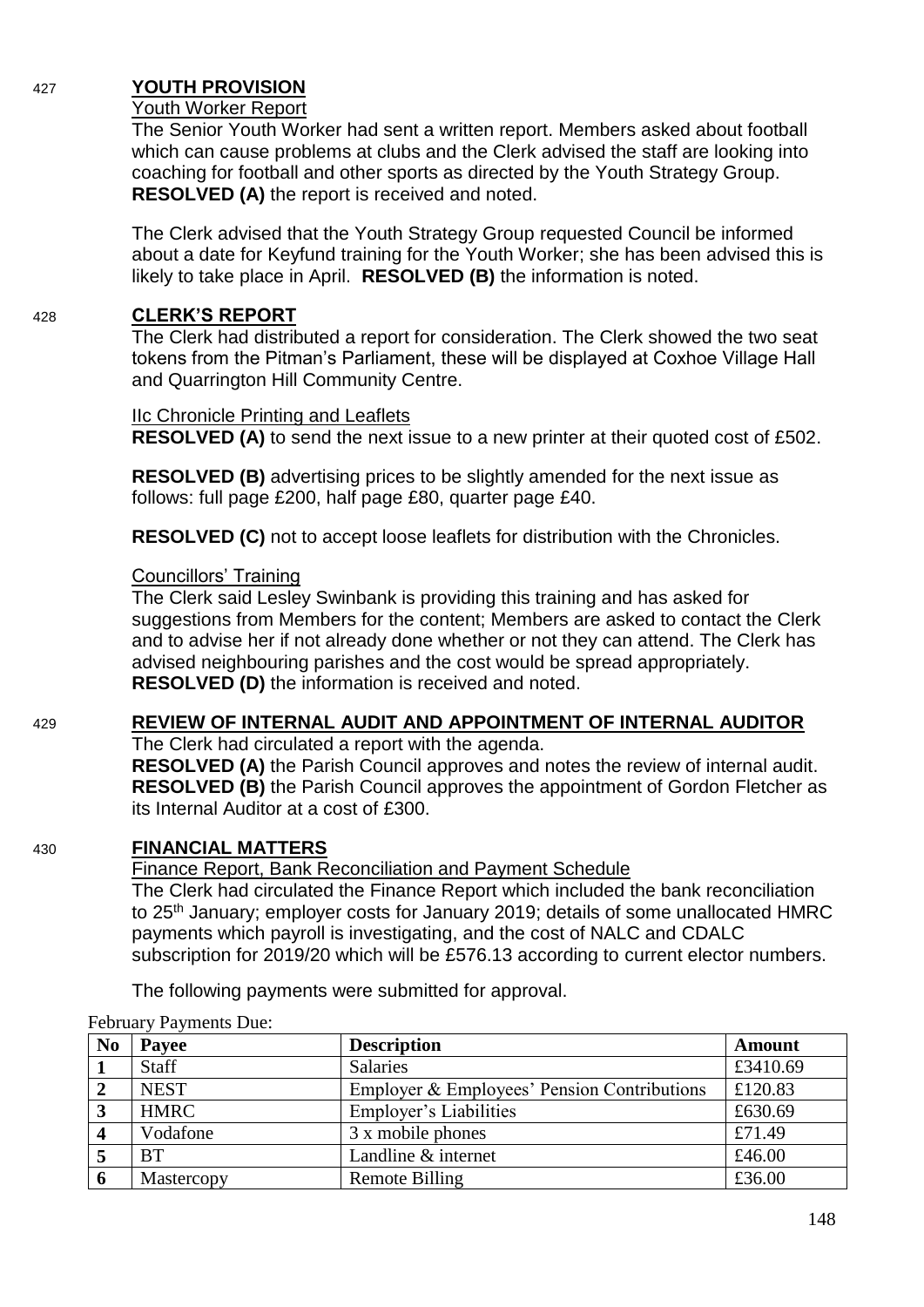427 **YOUTH PROVISION**

Youth Worker Report

The Senior Youth Worker had sent a written report. Members asked about football which can cause problems at clubs and the Clerk advised the staff are looking into coaching for football and other sports as directed by the Youth Strategy Group. **RESOLVED (A)** the report is received and noted.

The Clerk advised that the Youth Strategy Group requested Council be informed about a date for Keyfund training for the Youth Worker; she has been advised this is likely to take place in April. **RESOLVED (B)** the information is noted.

428 **CLERK'S REPORT**

The Clerk had distributed a report for consideration. The Clerk showed the two seat tokens from the Pitman's Parliament, these will be displayed at Coxhoe Village Hall and Quarrington Hill Community Centre.

IIc Chronicle Printing and Leaflets

**RESOLVED (A)** to send the next issue to a new printer at their quoted cost of £502.

**RESOLVED (B)** advertising prices to be slightly amended for the next issue as follows: full page £200, half page £80, quarter page £40.

**RESOLVED (C)** not to accept loose leaflets for distribution with the Chronicles.

Councillors' Training

The Clerk said Lesley Swinbank is providing this training and has asked for suggestions from Members for the content; Members are asked to contact the Clerk and to advise her if not already done whether or not they can attend. The Clerk has advised neighbouring parishes and the cost would be spread appropriately. **RESOLVED (D)** the information is received and noted.

429 **REVIEW OF INTERNAL AUDIT AND APPOINTMENT OF INTERNAL AUDITOR**

The Clerk had circulated a report with the agenda.

**RESOLVED (A)** the Parish Council approves and notes the review of internal audit.

**RESOLVED (B)** the Parish Council approves the appointment of Gordon Fletcher as its Internal Auditor at a cost of £300.

430 **FINANCIAL MATTERS**

Finance Report, Bank Reconciliation and Payment Schedule

The Clerk had circulated the Finance Report which included the bank reconciliation to 25th January; employer costs for January 2019; details of some unallocated HMRC payments which payroll is investigating, and the cost of NALC and CDALC subscription for 2019/20 which will be £576.13 according to current elector numbers.

The following payments were submitted for approval.

February Payments Due:

| No | Payee | Description | Amount |
|---|---|---|---|
| 1 | Staff | Salaries | £3410.69 |
| 2 | NEST | Employer & Employees' Pension Contributions | £120.83 |
| 3 | HMRC | Employer's Liabilities | £630.69 |
| 4 | Vodafone | 3 x mobile phones | £71.49 |
| 5 | BT | Landline & internet | £46.00 |
| 6 | Mastercopy | Remote Billing | £36.00 |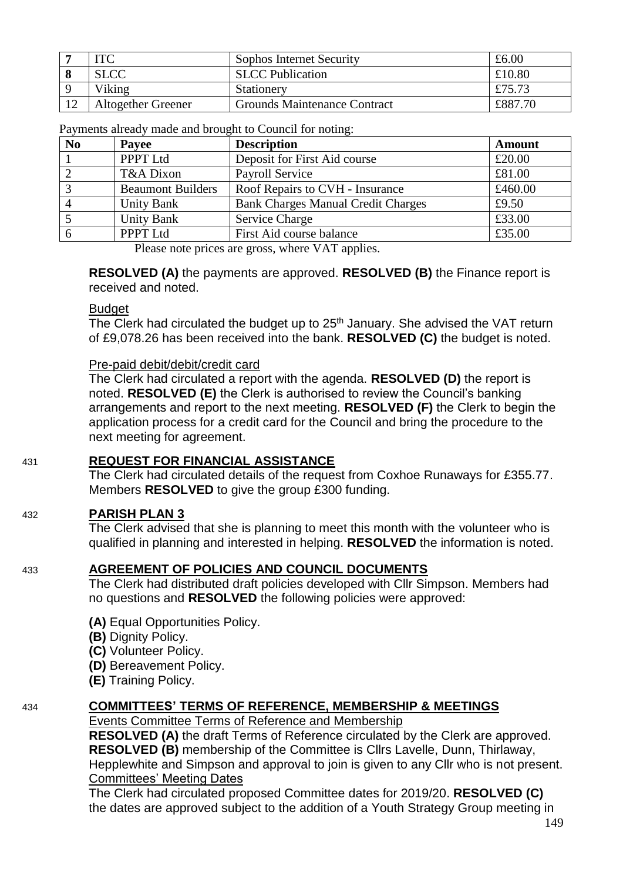| 7 | ITC | Sophos Internet Security | £6.00 |
|---|---|---|---|
| 8 | SLCC | SLCC Publication | £10.80 |
| 9 | Viking | Stationery | £75.73 |
| 12 | Altogether Greener | Grounds Maintenance Contract | £887.70 |

Payments already made and brought to Council for noting:

| No | Payee | Description | Amount |
|---|---|---|---|
| 1 | PPPT Ltd | Deposit for First Aid course | £20.00 |
| 2 | T&A Dixon | Payroll Service | £81.00 |
| 3 | Beaumont Builders | Roof Repairs to CVH - Insurance | £460.00 |
| 4 | Unity Bank | Bank Charges Manual Credit Charges | £9.50 |
| 5 | Unity Bank | Service Charge | £33.00 |
| 6 | PPPT Ltd | First Aid course balance | £35.00 |

Please note prices are gross, where VAT applies.

**RESOLVED (A)** the payments are approved. **RESOLVED (B)** the Finance report is received and noted.

Budget

The Clerk had circulated the budget up to 25th January. She advised the VAT return of £9,078.26 has been received into the bank. **RESOLVED (C)** the budget is noted.

Pre-paid debit/debit/credit card

The Clerk had circulated a report with the agenda. **RESOLVED (D)** the report is noted. **RESOLVED (E)** the Clerk is authorised to review the Council's banking arrangements and report to the next meeting. **RESOLVED (F)** the Clerk to begin the application process for a credit card for the Council and bring the procedure to the next meeting for agreement.

431 **REQUEST FOR FINANCIAL ASSISTANCE**

The Clerk had circulated details of the request from Coxhoe Runaways for £355.77. Members **RESOLVED** to give the group £300 funding.

432 **PARISH PLAN 3**

The Clerk advised that she is planning to meet this month with the volunteer who is qualified in planning and interested in helping. **RESOLVED** the information is noted.

433 **AGREEMENT OF POLICIES AND COUNCIL DOCUMENTS**

The Clerk had distributed draft policies developed with Cllr Simpson. Members had no questions and **RESOLVED** the following policies were approved:

**(A)** Equal Opportunities Policy.
**(B)** Dignity Policy.
**(C)** Volunteer Policy.
**(D)** Bereavement Policy.
**(E)** Training Policy.

434 **COMMITTEES' TERMS OF REFERENCE, MEMBERSHIP & MEETINGS**

Events Committee Terms of Reference and Membership

**RESOLVED (A)** the draft Terms of Reference circulated by the Clerk are approved. **RESOLVED (B)** membership of the Committee is Cllrs Lavelle, Dunn, Thirlaway, Hepplewhite and Simpson and approval to join is given to any Cllr who is not present.

Committees' Meeting Dates

The Clerk had circulated proposed Committee dates for 2019/20. **RESOLVED (C)** the dates are approved subject to the addition of a Youth Strategy Group meeting in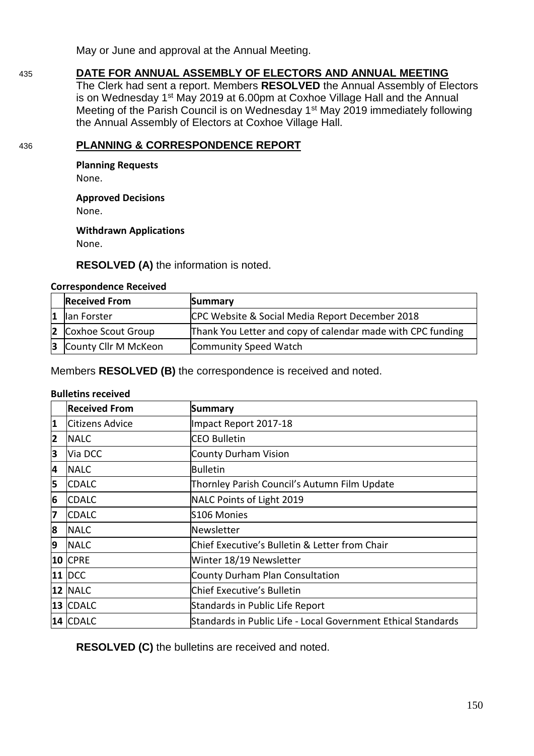May or June and approval at the Annual Meeting.

435 **DATE FOR ANNUAL ASSEMBLY OF ELECTORS AND ANNUAL MEETING**

The Clerk had sent a report. Members **RESOLVED** the Annual Assembly of Electors is on Wednesday 1st May 2019 at 6.00pm at Coxhoe Village Hall and the Annual Meeting of the Parish Council is on Wednesday 1st May 2019 immediately following the Annual Assembly of Electors at Coxhoe Village Hall.

436 **PLANNING & CORRESPONDENCE REPORT**

**Planning Requests**

None.

**Approved Decisions**

None.

**Withdrawn Applications**

None.

**RESOLVED (A)** the information is noted.

**Correspondence Received**

| | Received From | Summary |
|---|---|---|
| 1 | Ian Forster | CPC Website & Social Media Report December 2018 |
| 2 | Coxhoe Scout Group | Thank You Letter and copy of calendar made with CPC funding |
| 3 | County Cllr M McKeon | Community Speed Watch |

Members **RESOLVED (B)** the correspondence is received and noted.

**Bulletins received**

| | Received From | Summary |
|---|---|---|
| 1 | Citizens Advice | Impact Report 2017-18 |
| 2 | NALC | CEO Bulletin |
| 3 | Via DCC | County Durham Vision |
| 4 | NALC | Bulletin |
| 5 | CDALC | Thornley Parish Council's Autumn Film Update |
| 6 | CDALC | NALC Points of Light 2019 |
| 7 | CDALC | S106 Monies |
| 8 | NALC | Newsletter |
| 9 | NALC | Chief Executive's Bulletin & Letter from Chair |
| 10 | CPRE | Winter 18/19 Newsletter |
| 11 | DCC | County Durham Plan Consultation |
| 12 | NALC | Chief Executive's Bulletin |
| 13 | CDALC | Standards in Public Life Report |
| 14 | CDALC | Standards in Public Life - Local Government Ethical Standards |

**RESOLVED (C)** the bulletins are received and noted.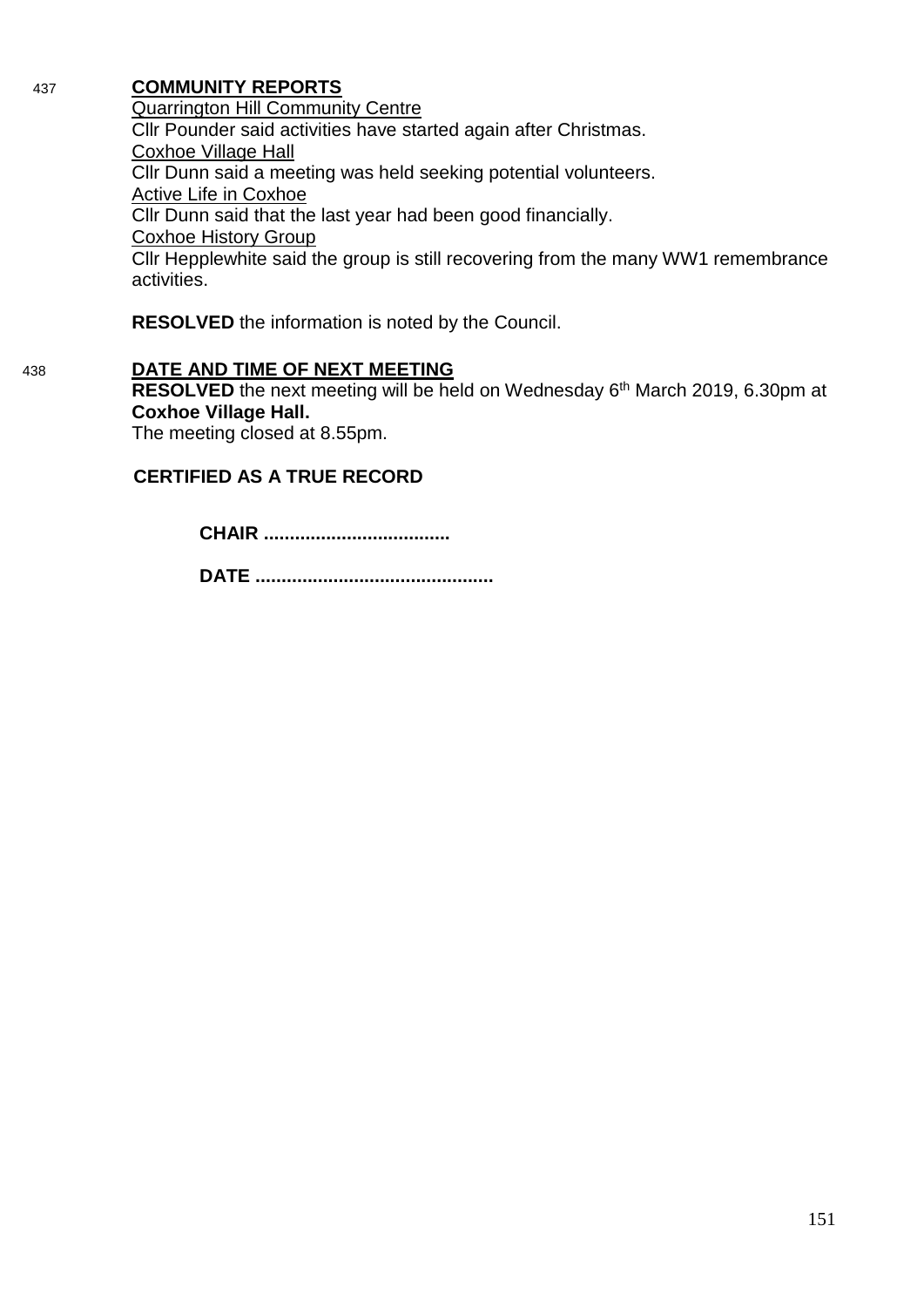437 **COMMUNITY REPORTS**

Quarrington Hill Community Centre

Cllr Pounder said activities have started again after Christmas.

Coxhoe Village Hall

Cllr Dunn said a meeting was held seeking potential volunteers.

Active Life in Coxhoe

Cllr Dunn said that the last year had been good financially.

Coxhoe History Group

Cllr Hepplewhite said the group is still recovering from the many WW1 remembrance activities.

**RESOLVED** the information is noted by the Council.

438 **DATE AND TIME OF NEXT MEETING**

**RESOLVED** the next meeting will be held on Wednesday 6th March 2019, 6.30pm at **Coxhoe Village Hall.**

The meeting closed at 8.55pm.

**CERTIFIED AS A TRUE RECORD**

**CHAIR ...................................**

**DATE .............................................**